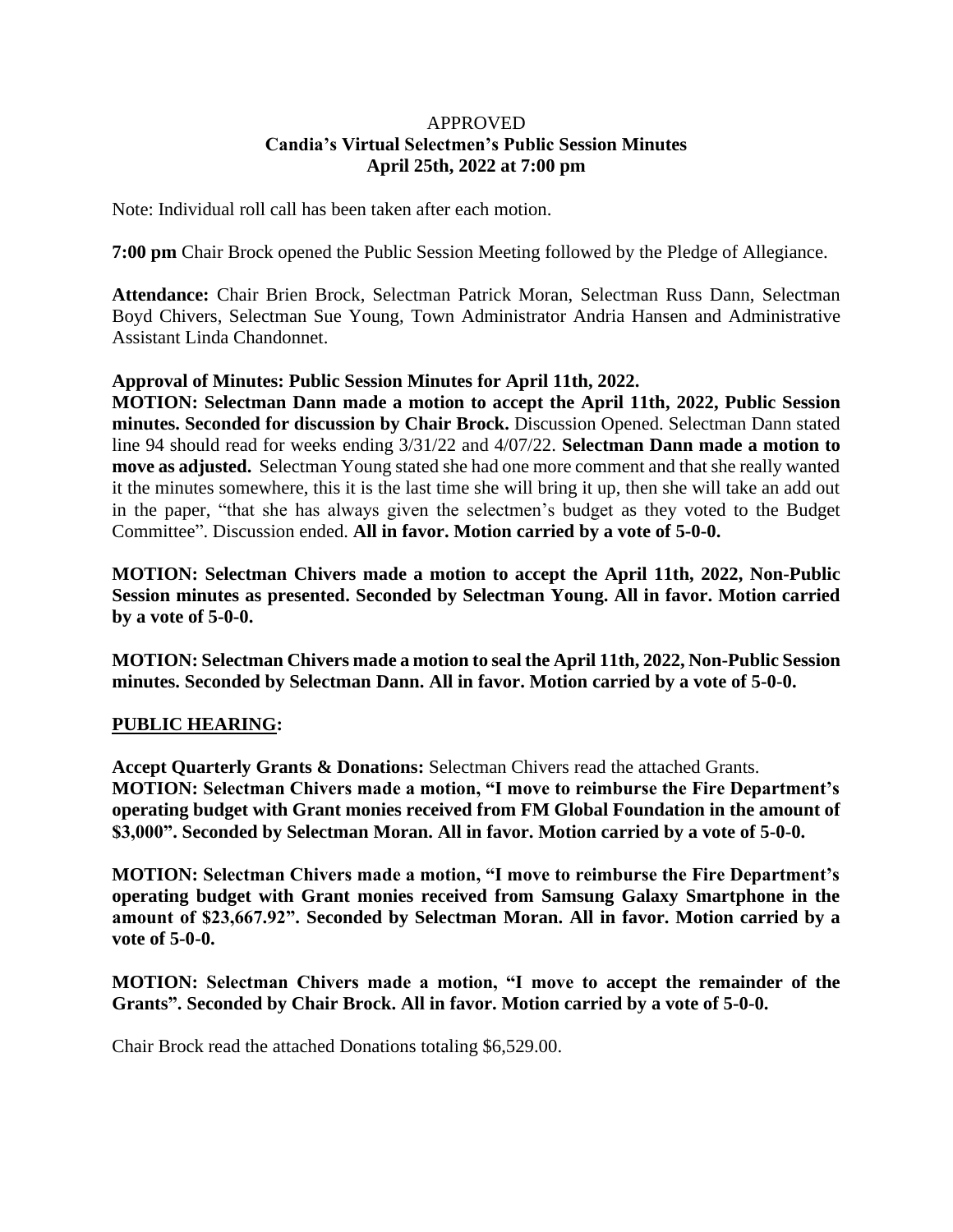APPROVED

**Candia's Virtual Selectmen's Public Session Minutes**
**April 25th, 2022 at 7:00 pm**

Note: Individual roll call has been taken after each motion.

**7:00 pm** Chair Brock opened the Public Session Meeting followed by the Pledge of Allegiance.

**Attendance:** Chair Brien Brock, Selectman Patrick Moran, Selectman Russ Dann, Selectman Boyd Chivers, Selectman Sue Young, Town Administrator Andria Hansen and Administrative Assistant Linda Chandonnet.

**Approval of Minutes: Public Session Minutes for April 11th, 2022.**

**MOTION: Selectman Dann made a motion to accept the April 11th, 2022, Public Session minutes. Seconded for discussion by Chair Brock.** Discussion Opened. Selectman Dann stated line 94 should read for weeks ending 3/31/22 and 4/07/22. **Selectman Dann made a motion to move as adjusted.** Selectman Young stated she had one more comment and that she really wanted it the minutes somewhere, this it is the last time she will bring it up, then she will take an add out in the paper, "that she has always given the selectmen's budget as they voted to the Budget Committee". Discussion ended. **All in favor. Motion carried by a vote of 5-0-0.**

**MOTION: Selectman Chivers made a motion to accept the April 11th, 2022, Non-Public Session minutes as presented. Seconded by Selectman Young. All in favor. Motion carried by a vote of 5-0-0.**

**MOTION: Selectman Chivers made a motion to seal the April 11th, 2022, Non-Public Session minutes. Seconded by Selectman Dann. All in favor. Motion carried by a vote of 5-0-0.**

**PUBLIC HEARING:**

**Accept Quarterly Grants & Donations:** Selectman Chivers read the attached Grants.

**MOTION: Selectman Chivers made a motion, "I move to reimburse the Fire Department's operating budget with Grant monies received from FM Global Foundation in the amount of \$3,000". Seconded by Selectman Moran. All in favor. Motion carried by a vote of 5-0-0.**

**MOTION: Selectman Chivers made a motion, "I move to reimburse the Fire Department's operating budget with Grant monies received from Samsung Galaxy Smartphone in the amount of \$23,667.92". Seconded by Selectman Moran. All in favor. Motion carried by a vote of 5-0-0.**

**MOTION: Selectman Chivers made a motion, "I move to accept the remainder of the Grants". Seconded by Chair Brock. All in favor. Motion carried by a vote of 5-0-0.**

Chair Brock read the attached Donations totaling \$6,529.00.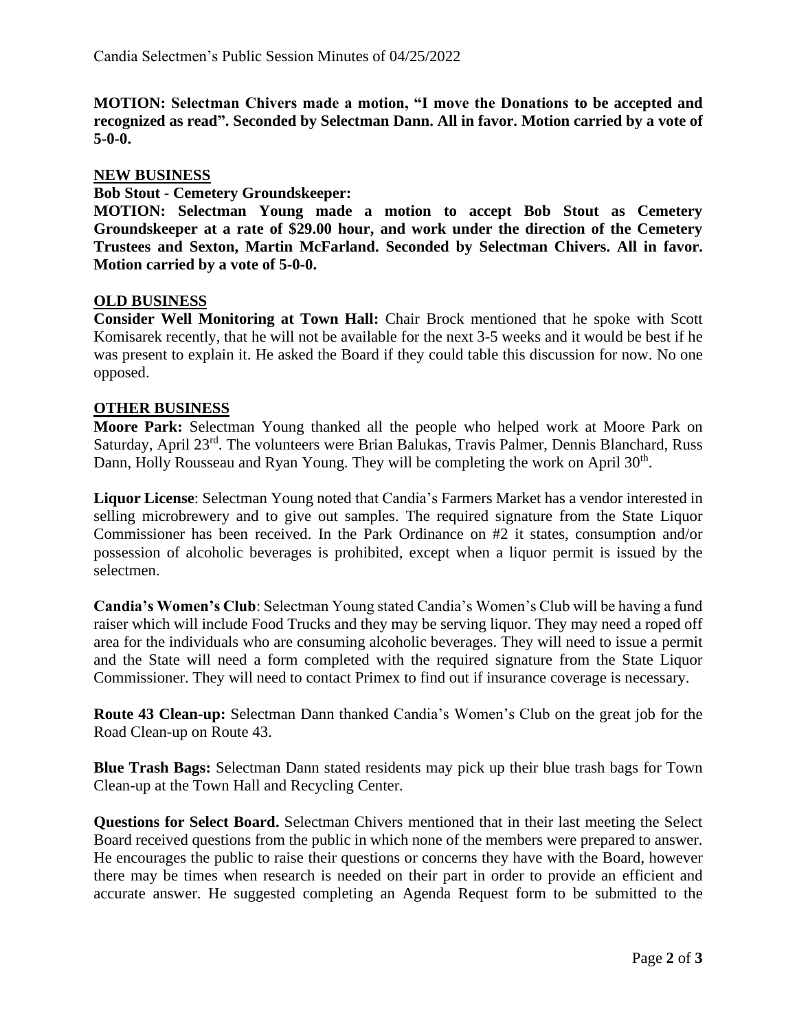**MOTION: Selectman Chivers made a motion, "I move the Donations to be accepted and recognized as read". Seconded by Selectman Dann. All in favor. Motion carried by a vote of 5-0-0.**

## NEW BUSINESS

**Bob Stout - Cemetery Groundskeeper:**

**MOTION: Selectman Young made a motion to accept Bob Stout as Cemetery Groundskeeper at a rate of $29.00 hour, and work under the direction of the Cemetery Trustees and Sexton, Martin McFarland. Seconded by Selectman Chivers. All in favor. Motion carried by a vote of 5-0-0.**

## OLD BUSINESS

**Consider Well Monitoring at Town Hall:** Chair Brock mentioned that he spoke with Scott Komisarek recently, that he will not be available for the next 3-5 weeks and it would be best if he was present to explain it. He asked the Board if they could table this discussion for now. No one opposed.

## OTHER BUSINESS

**Moore Park:** Selectman Young thanked all the people who helped work at Moore Park on Saturday, April 23rd. The volunteers were Brian Balukas, Travis Palmer, Dennis Blanchard, Russ Dann, Holly Rousseau and Ryan Young. They will be completing the work on April 30th.

**Liquor License**: Selectman Young noted that Candia's Farmers Market has a vendor interested in selling microbrewery and to give out samples. The required signature from the State Liquor Commissioner has been received. In the Park Ordinance on #2 it states, consumption and/or possession of alcoholic beverages is prohibited, except when a liquor permit is issued by the selectmen.

**Candia's Women's Club**: Selectman Young stated Candia's Women's Club will be having a fund raiser which will include Food Trucks and they may be serving liquor. They may need a roped off area for the individuals who are consuming alcoholic beverages. They will need to issue a permit and the State will need a form completed with the required signature from the State Liquor Commissioner. They will need to contact Primex to find out if insurance coverage is necessary.

**Route 43 Clean-up:** Selectman Dann thanked Candia's Women's Club on the great job for the Road Clean-up on Route 43.

**Blue Trash Bags:** Selectman Dann stated residents may pick up their blue trash bags for Town Clean-up at the Town Hall and Recycling Center.

**Questions for Select Board.** Selectman Chivers mentioned that in their last meeting the Select Board received questions from the public in which none of the members were prepared to answer. He encourages the public to raise their questions or concerns they have with the Board, however there may be times when research is needed on their part in order to provide an efficient and accurate answer. He suggested completing an Agenda Request form to be submitted to the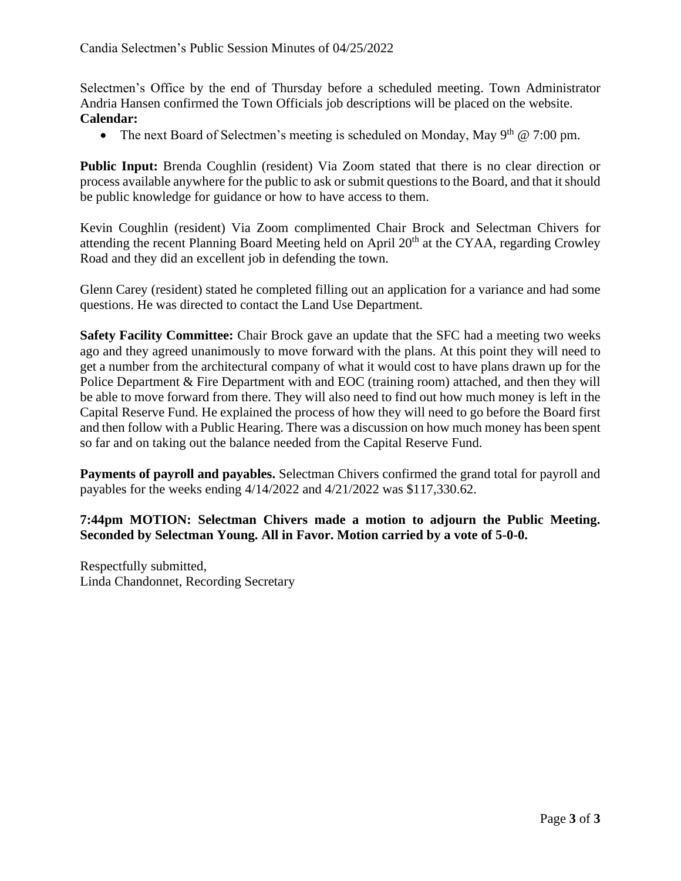Selectmen's Office by the end of Thursday before a scheduled meeting. Town Administrator Andria Hansen confirmed the Town Officials job descriptions will be placed on the website.

**Calendar:**

- The next Board of Selectmen's meeting is scheduled on Monday, May 9th @ 7:00 pm.

**Public Input:** Brenda Coughlin (resident) Via Zoom stated that there is no clear direction or process available anywhere for the public to ask or submit questions to the Board, and that it should be public knowledge for guidance or how to have access to them.

Kevin Coughlin (resident) Via Zoom complimented Chair Brock and Selectman Chivers for attending the recent Planning Board Meeting held on April 20th at the CYAA, regarding Crowley Road and they did an excellent job in defending the town.

Glenn Carey (resident) stated he completed filling out an application for a variance and had some questions. He was directed to contact the Land Use Department.

**Safety Facility Committee:** Chair Brock gave an update that the SFC had a meeting two weeks ago and they agreed unanimously to move forward with the plans. At this point they will need to get a number from the architectural company of what it would cost to have plans drawn up for the Police Department & Fire Department with and EOC (training room) attached, and then they will be able to move forward from there. They will also need to find out how much money is left in the Capital Reserve Fund. He explained the process of how they will need to go before the Board first and then follow with a Public Hearing. There was a discussion on how much money has been spent so far and on taking out the balance needed from the Capital Reserve Fund.

**Payments of payroll and payables.** Selectman Chivers confirmed the grand total for payroll and payables for the weeks ending 4/14/2022 and 4/21/2022 was $117,330.62.

**7:44pm MOTION: Selectman Chivers made a motion to adjourn the Public Meeting. Seconded by Selectman Young. All in Favor. Motion carried by a vote of 5-0-0.**

Respectfully submitted,
Linda Chandonnet, Recording Secretary